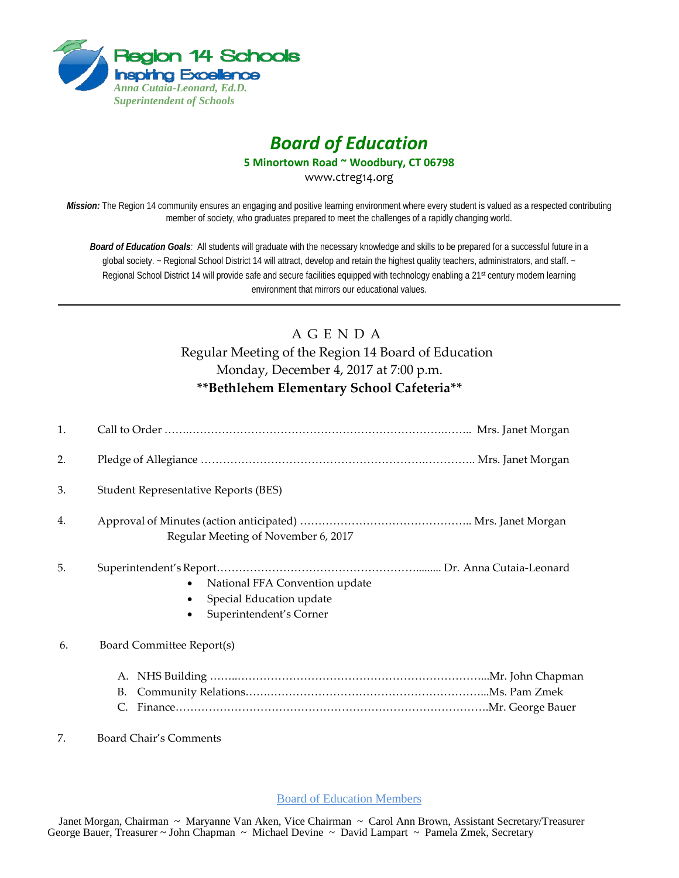**Region 14 Schools**
**Inspiring Excellence**
*Anna Cutaia-Leonard, Ed.D.*
*Superintendent of Schools*

# *Board of Education*

**5 Minortown Road ~ Woodbury, CT 06798**
www.ctreg14.org

***Mission:*** The Region 14 community ensures an engaging and positive learning environment where every student is valued as a respected contributing member of society, who graduates prepared to meet the challenges of a rapidly changing world.

***Board of Education Goals**:* All students will graduate with the necessary knowledge and skills to be prepared for a successful future in a global society. ~ Regional School District 14 will attract, develop and retain the highest quality teachers, administrators, and staff. ~ Regional School District 14 will provide safe and secure facilities equipped with technology enabling a 21st century modern learning environment that mirrors our educational values.

---

## A G E N D A

Regular Meeting of the Region 14 Board of Education
Monday, December 4, 2017 at 7:00 p.m.
**\*\*Bethlehem Elementary School Cafeteria\*\***

1. Call to Order ……………………………………………………………………… Mrs. Janet Morgan

2. Pledge of Allegiance ……………………………………………………………… Mrs. Janet Morgan

3. Student Representative Reports (BES)

4. Approval of Minutes (action anticipated) ……………………………………….. Mrs. Janet Morgan
   Regular Meeting of November 6, 2017

5. Superintendent's Report………………………………………………......... Dr. Anna Cutaia-Leonard
   - National FFA Convention update
   - Special Education update
   - Superintendent's Corner

6. Board Committee Report(s)

   A. NHS Building ………………………………………………………………...Mr. John Chapman
   B. Community Relations……………………………………………………...Ms. Pam Zmek
   C. Finance……………………………………………………………………….Mr. George Bauer

7. Board Chair's Comments

Board of Education Members

Janet Morgan, Chairman ~ Maryanne Van Aken, Vice Chairman ~ Carol Ann Brown, Assistant Secretary/Treasurer
George Bauer, Treasurer ~ John Chapman ~ Michael Devine ~ David Lampart ~ Pamela Zmek, Secretary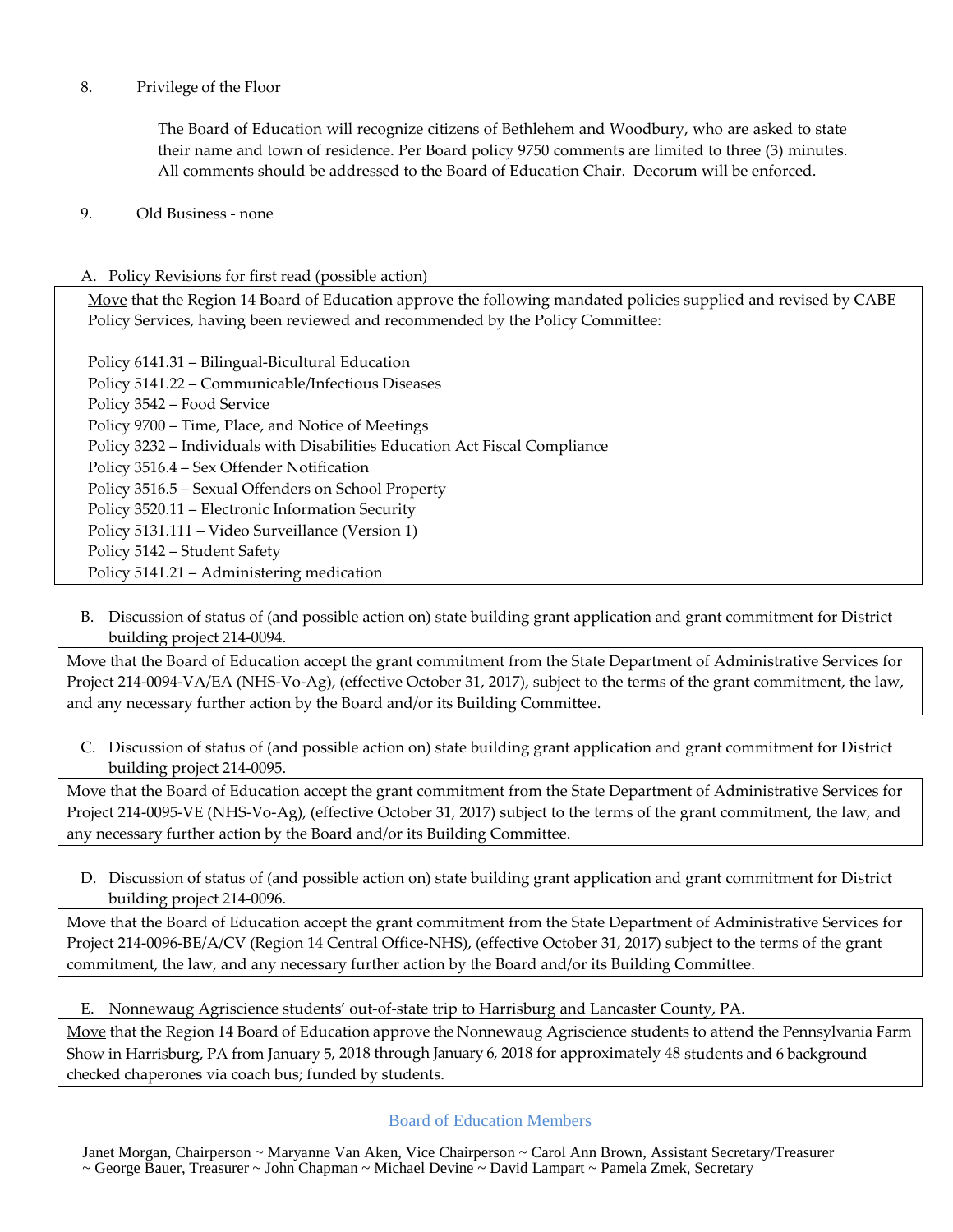8. Privilege of the Floor

   The Board of Education will recognize citizens of Bethlehem and Woodbury, who are asked to state their name and town of residence. Per Board policy 9750 comments are limited to three (3) minutes. All comments should be addressed to the Board of Education Chair. Decorum will be enforced.

9. Old Business - none

A. Policy Revisions for first read (possible action)

<u>Move</u> that the Region 14 Board of Education approve the following mandated policies supplied and revised by CABE Policy Services, having been reviewed and recommended by the Policy Committee:

Policy 6141.31 – Bilingual-Bicultural Education
Policy 5141.22 – Communicable/Infectious Diseases
Policy 3542 – Food Service
Policy 9700 – Time, Place, and Notice of Meetings
Policy 3232 – Individuals with Disabilities Education Act Fiscal Compliance
Policy 3516.4 – Sex Offender Notification
Policy 3516.5 – Sexual Offenders on School Property
Policy 3520.11 – Electronic Information Security
Policy 5131.111 – Video Surveillance (Version 1)
Policy 5142 – Student Safety
Policy 5141.21 – Administering medication

B. Discussion of status of (and possible action on) state building grant application and grant commitment for District building project 214-0094.

Move that the Board of Education accept the grant commitment from the State Department of Administrative Services for Project 214-0094-VA/EA (NHS-Vo-Ag), (effective October 31, 2017), subject to the terms of the grant commitment, the law, and any necessary further action by the Board and/or its Building Committee.

C. Discussion of status of (and possible action on) state building grant application and grant commitment for District building project 214-0095.

Move that the Board of Education accept the grant commitment from the State Department of Administrative Services for Project 214-0095-VE (NHS-Vo-Ag), (effective October 31, 2017) subject to the terms of the grant commitment, the law, and any necessary further action by the Board and/or its Building Committee.

D. Discussion of status of (and possible action on) state building grant application and grant commitment for District building project 214-0096.

Move that the Board of Education accept the grant commitment from the State Department of Administrative Services for Project 214-0096-BE/A/CV (Region 14 Central Office-NHS), (effective October 31, 2017) subject to the terms of the grant commitment, the law, and any necessary further action by the Board and/or its Building Committee.

E. Nonnewaug Agriscience students' out-of-state trip to Harrisburg and Lancaster County, PA.

<u>Move</u> that the Region 14 Board of Education approve the Nonnewaug Agriscience students to attend the Pennsylvania Farm Show in Harrisburg, PA from January 5, 2018 through January 6, 2018 for approximately 48 students and 6 background checked chaperones via coach bus; funded by students.

Board of Education Members

Janet Morgan, Chairperson ~ Maryanne Van Aken, Vice Chairperson ~ Carol Ann Brown, Assistant Secretary/Treasurer ~ George Bauer, Treasurer ~ John Chapman ~ Michael Devine ~ David Lampart ~ Pamela Zmek, Secretary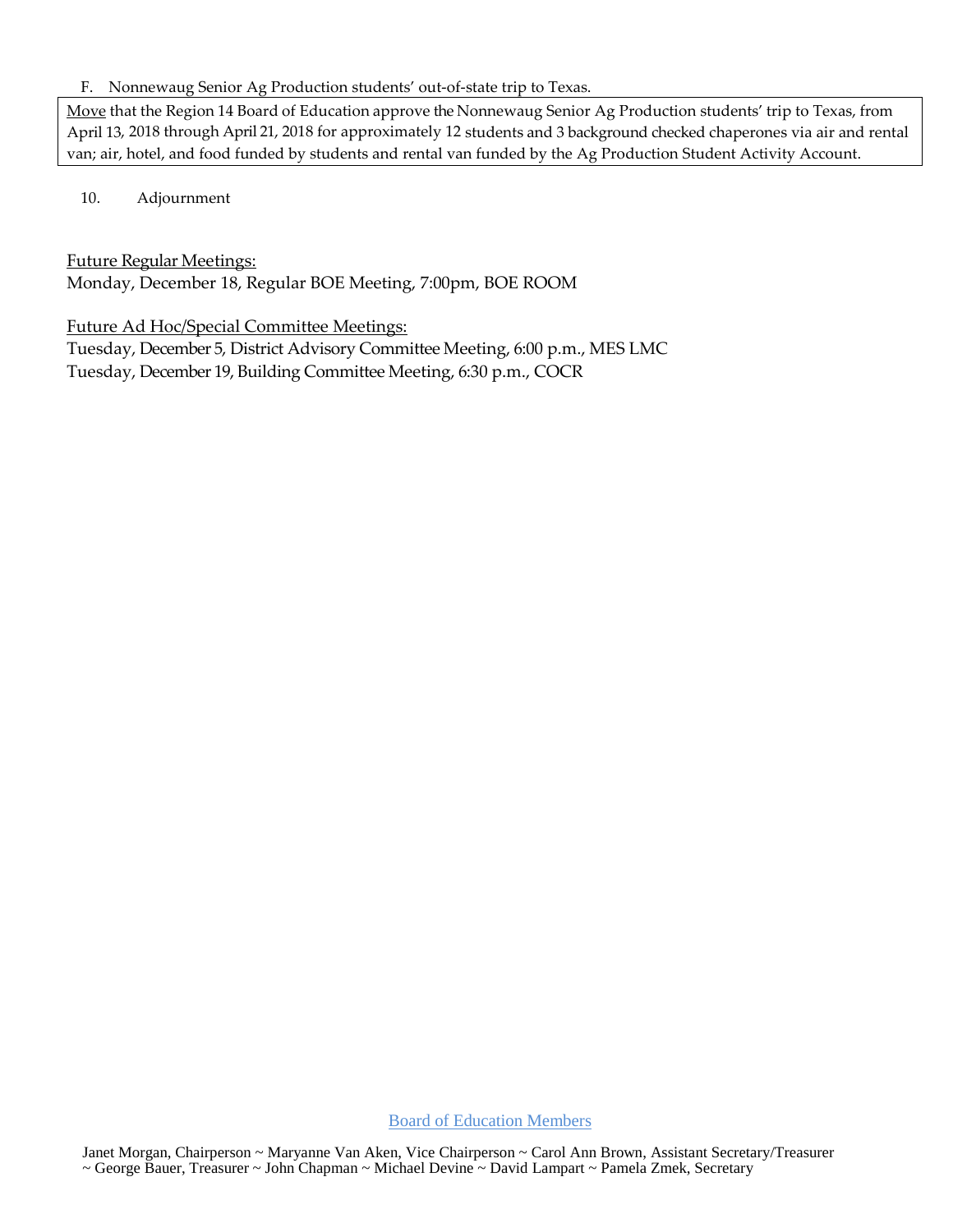F. Nonnewaug Senior Ag Production students' out-of-state trip to Texas.

Move that the Region 14 Board of Education approve the Nonnewaug Senior Ag Production students' trip to Texas, from April 13, 2018 through April 21, 2018 for approximately 12 students and 3 background checked chaperones via air and rental van; air, hotel, and food funded by students and rental van funded by the Ag Production Student Activity Account.

10. Adjournment

Future Regular Meetings:
Monday, December 18, Regular BOE Meeting, 7:00pm, BOE ROOM

Future Ad Hoc/Special Committee Meetings:
Tuesday, December 5, District Advisory Committee Meeting, 6:00 p.m., MES LMC
Tuesday, December 19, Building Committee Meeting, 6:30 p.m., COCR

Board of Education Members

Janet Morgan, Chairperson ~ Maryanne Van Aken, Vice Chairperson ~ Carol Ann Brown, Assistant Secretary/Treasurer ~ George Bauer, Treasurer ~ John Chapman ~ Michael Devine ~ David Lampart ~ Pamela Zmek, Secretary